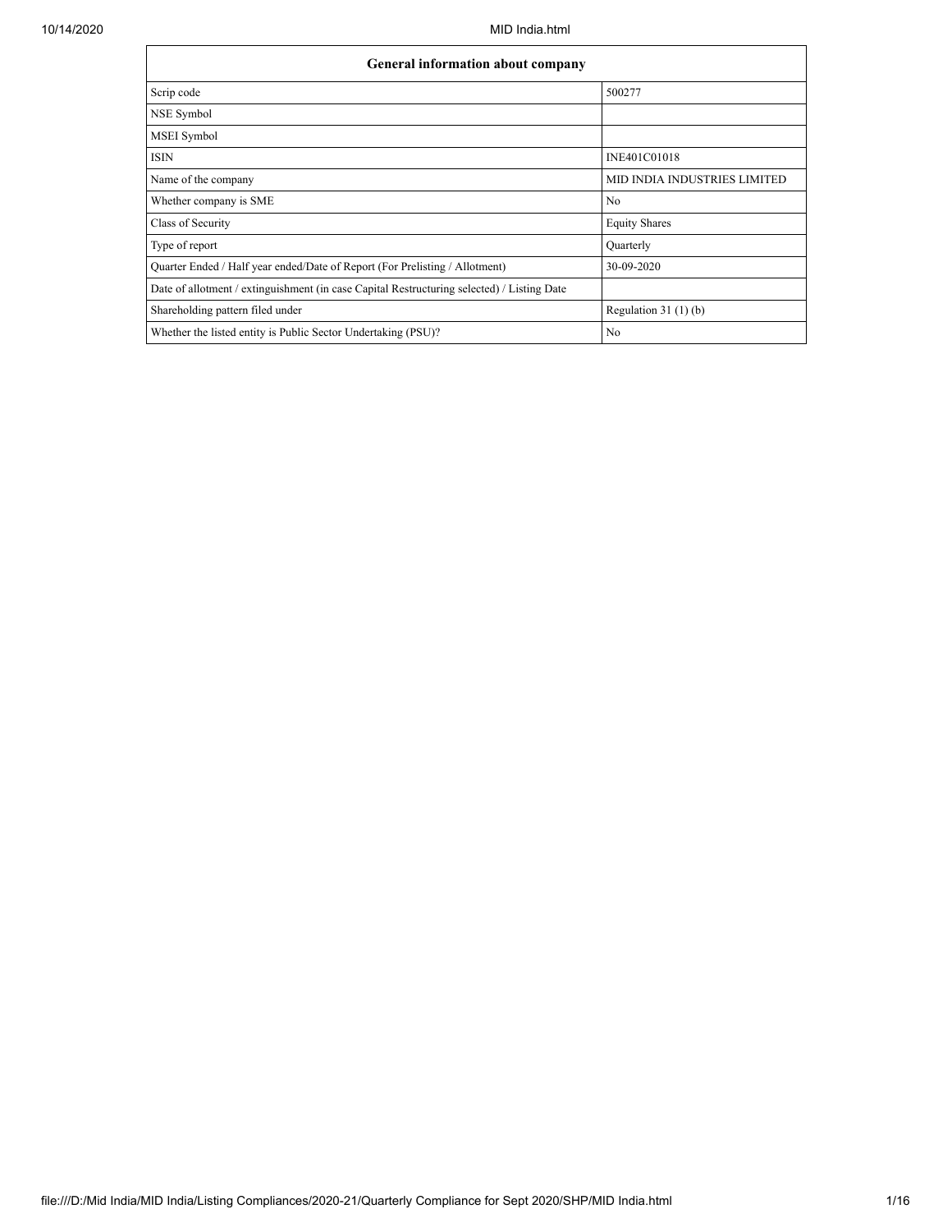| General information about company | |
|---|---|
| Scrip code | 500277 |
| NSE Symbol | |
| MSEI Symbol | |
| ISIN | INE401C01018 |
| Name of the company | MID INDIA INDUSTRIES LIMITED |
| Whether company is SME | No |
| Class of Security | Equity Shares |
| Type of report | Quarterly |
| Quarter Ended / Half year ended/Date of Report (For Prelisting / Allotment) | 30-09-2020 |
| Date of allotment / extinguishment (in case Capital Restructuring selected) / Listing Date | |
| Shareholding pattern filed under | Regulation 31 (1) (b) |
| Whether the listed entity is Public Sector Undertaking (PSU)? | No |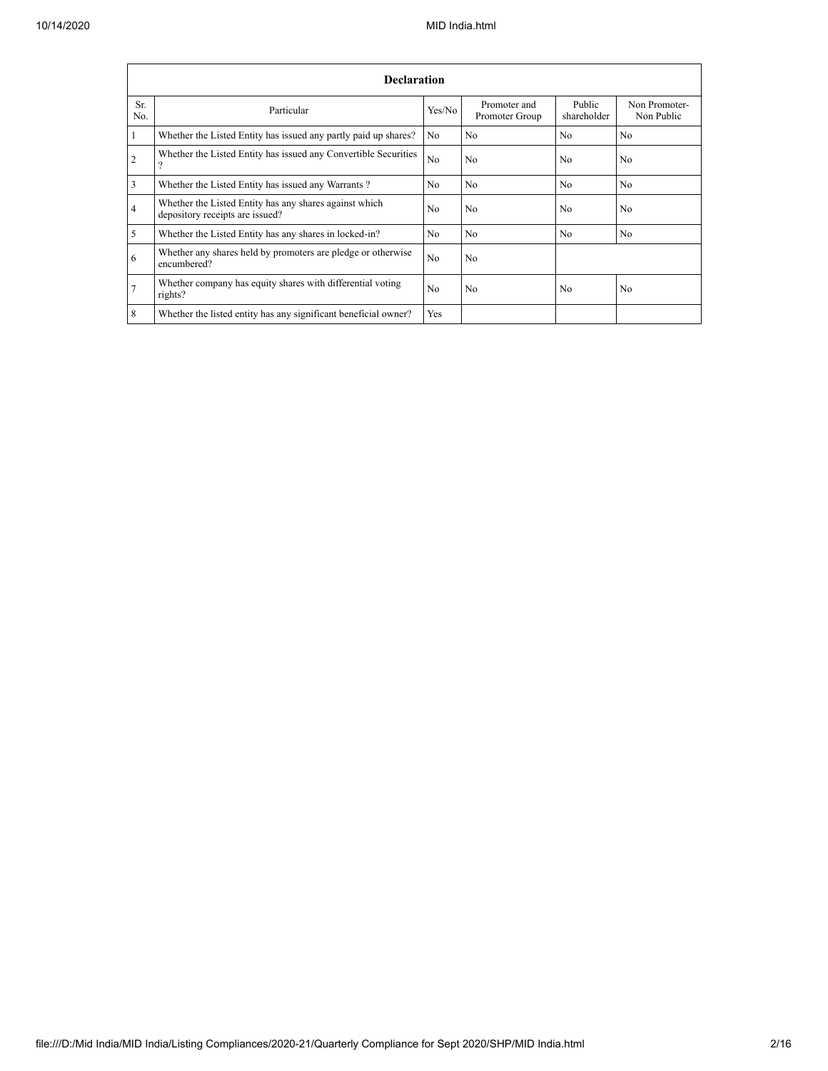| Declaration | | | | | |
|---|---|---|---|---|---|
| Sr. No. | Particular | Yes/No | Promoter and Promoter Group | Public shareholder | Non Promoter- Non Public |
| 1 | Whether the Listed Entity has issued any partly paid up shares? | No | No | No | No |
| 2 | Whether the Listed Entity has issued any Convertible Securities ? | No | No | No | No |
| 3 | Whether the Listed Entity has issued any Warrants ? | No | No | No | No |
| 4 | Whether the Listed Entity has any shares against which depository receipts are issued? | No | No | No | No |
| 5 | Whether the Listed Entity has any shares in locked-in? | No | No | No | No |
| 6 | Whether any shares held by promoters are pledge or otherwise encumbered? | No | No | | |
| 7 | Whether company has equity shares with differential voting rights? | No | No | No | No |
| 8 | Whether the listed entity has any significant beneficial owner? | Yes | | | |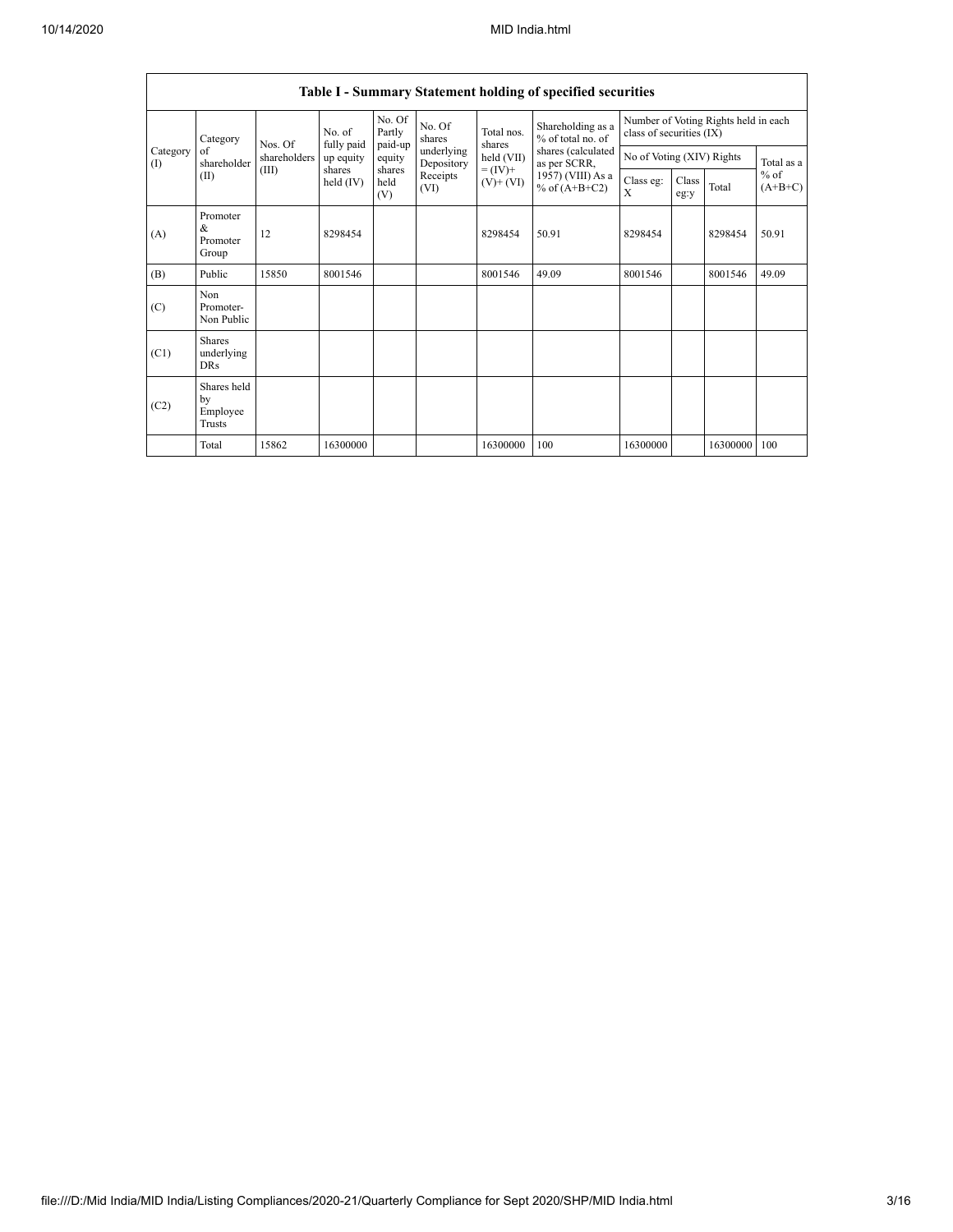| Table I - Summary Statement holding of specified securities | | | | | | | | | | | | |
|---|---|---|---|---|---|---|---|---|---|---|---|---|
| Category (I) | Category of shareholder (II) | Nos. Of shareholders (III) | No. of fully paid up equity shares held (IV) | No. Of Partly paid-up equity shares held (V) | No. Of shares underlying Depository Receipts (VI) | Total nos. shares held (VII) = (IV)+ (V)+ (VI) | Shareholding as a % of total no. of shares (calculated as per SCRR, 1957) (VIII) As a % of (A+B+C2) | Number of Voting Rights held in each class of securities (IX) | | | |
| | | | | | | | | No of Voting (XIV) Rights | | | Total as a % of (A+B+C) |
| | | | | | | | | Class eg: X | Class eg:y | Total | |
| (A) | Promoter & Promoter Group | 12 | 8298454 | | | 8298454 | 50.91 | 8298454 | | 8298454 | 50.91 |
| (B) | Public | 15850 | 8001546 | | | 8001546 | 49.09 | 8001546 | | 8001546 | 49.09 |
| (C) | Non Promoter- Non Public | | | | | | | | | | |
| (C1) | Shares underlying DRs | | | | | | | | | | |
| (C2) | Shares held by Employee Trusts | | | | | | | | | | |
| | Total | 15862 | 16300000 | | | 16300000 | 100 | 16300000 | | 16300000 | 100 |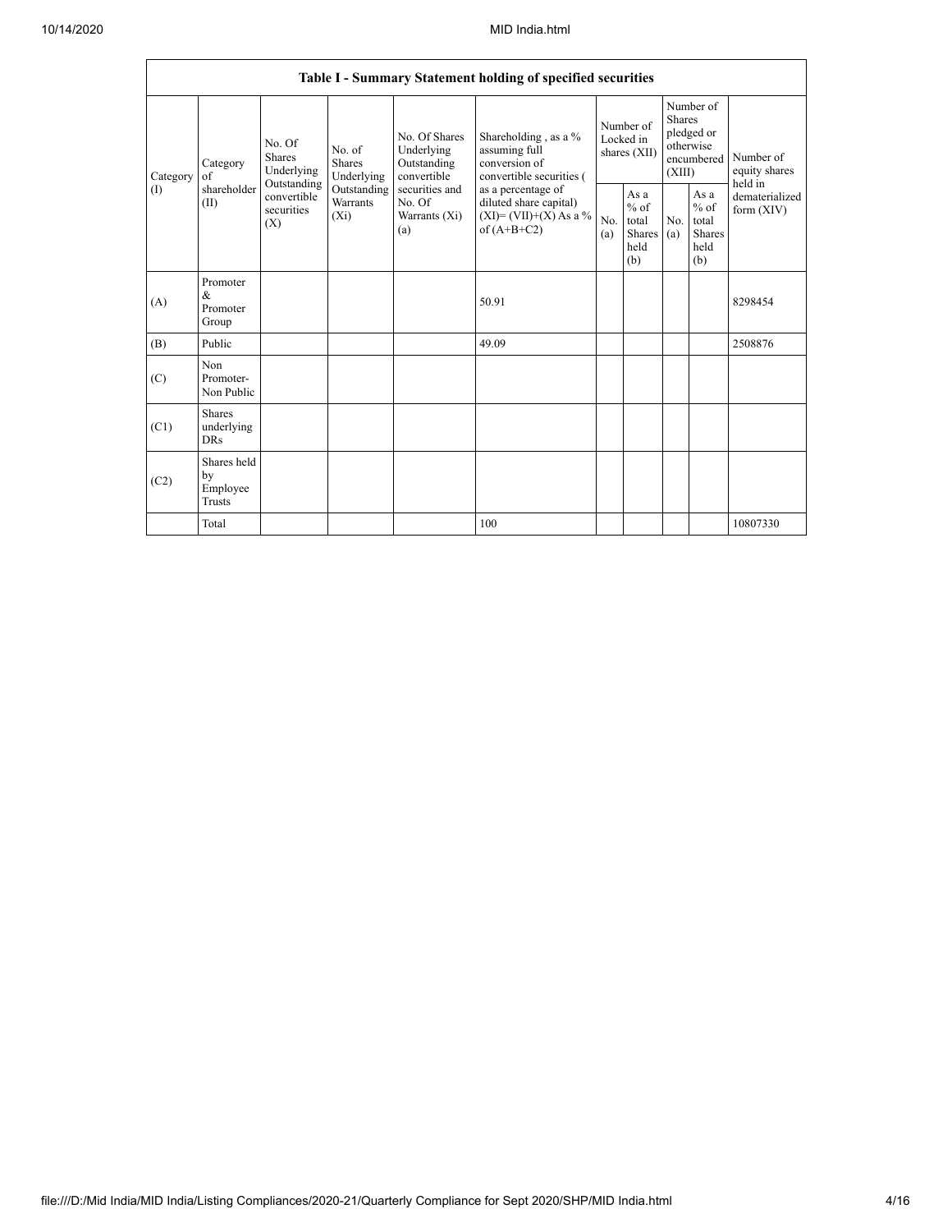| Table I - Summary Statement holding of specified securities | | | | | | | | | | | |
|---|---|---|---|---|---|---|---|---|---|---|---|
| Category (I) | Category of shareholder (II) | No. Of Shares Underlying Outstanding convertible securities (X) | No. of Shares Underlying Outstanding Warrants (Xi) | No. Of Shares Underlying Outstanding convertible securities and No. Of Warrants (Xi) (a) | Shareholding , as a % assuming full conversion of convertible securities ( as a percentage of diluted share capital) (XI)= (VII)+(X) As a % of (A+B+C2) | Number of Locked in shares (XII) | | Number of Shares pledged or otherwise encumbered (XIII) | | Number of equity shares held in dematerialized form (XIV) |
| | | | | | | No. (a) | As a % of total Shares held (b) | No. (a) | As a % of total Shares held (b) | |
| (A) | Promoter & Promoter Group | | | | 50.91 | | | | | 8298454 |
| (B) | Public | | | | 49.09 | | | | | 2508876 |
| (C) | Non Promoter- Non Public | | | | | | | | | |
| (C1) | Shares underlying DRs | | | | | | | | | |
| (C2) | Shares held by Employee Trusts | | | | | | | | | |
| | Total | | | | 100 | | | | | 10807330 |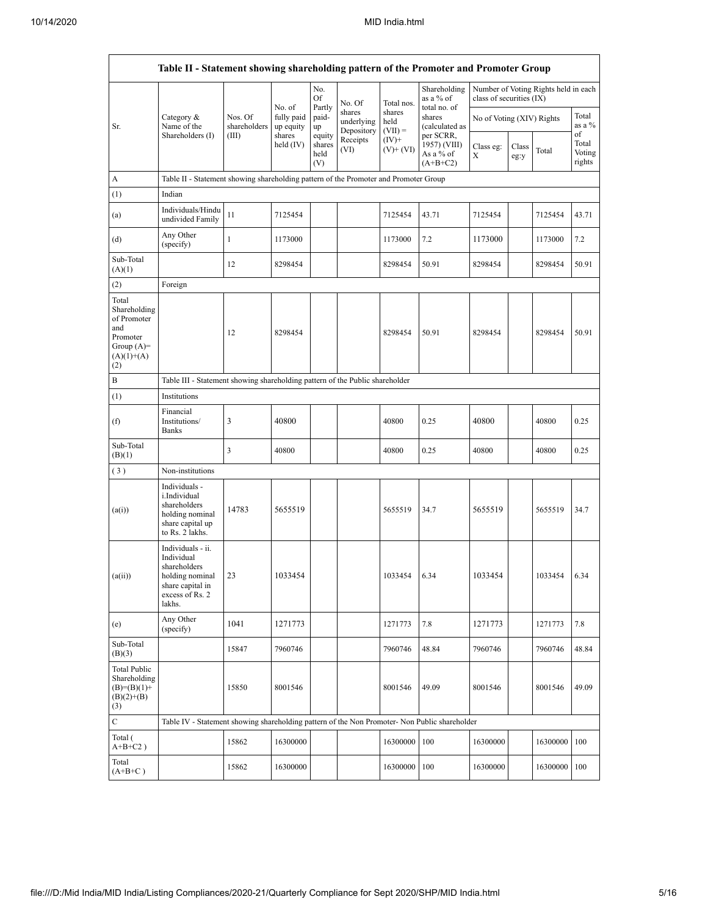| Table II - Statement showing shareholding pattern of the Promoter and Promoter Group | | | | | | | | | | | | |
|---|---|---|---|---|---|---|---|---|---|---|---|---|
| Sr. | Category & Name of the Shareholders (I) | Nos. Of shareholders (III) | No. of fully paid up equity shares held (IV) | No. Of Partly paid-up equity shares held (V) | No. Of shares underlying Depository Receipts (VI) | Total nos. shares held (VII) = (IV)+ (V)+ (VI) | Shareholding as a % of total no. of shares (calculated as per SCRR, 1957) (VIII) As a % of (A+B+C2) | Number of Voting Rights held in each class of securities (IX) | | | |
| | | | | | | | | No of Voting (XIV) Rights | | | Total as a % of Total Voting rights |
| | | | | | | | | Class eg: X | Class eg:y | Total | |
| A | Table II - Statement showing shareholding pattern of the Promoter and Promoter Group | | | | | | | | | | |
| (1) | Indian | | | | | | | | | | |
| (a) | Individuals/Hindu undivided Family | 11 | 7125454 | | | 7125454 | 43.71 | 7125454 | | 7125454 | 43.71 |
| (d) | Any Other (specify) | 1 | 1173000 | | | 1173000 | 7.2 | 1173000 | | 1173000 | 7.2 |
| Sub-Total (A)(1) | | 12 | 8298454 | | | 8298454 | 50.91 | 8298454 | | 8298454 | 50.91 |
| (2) | Foreign | | | | | | | | | | |
| Total Shareholding of Promoter and Promoter Group (A)= (A)(1)+(A)(2) | | 12 | 8298454 | | | 8298454 | 50.91 | 8298454 | | 8298454 | 50.91 |
| B | Table III - Statement showing shareholding pattern of the Public shareholder | | | | | | | | | | |
| (1) | Institutions | | | | | | | | | | |
| (f) | Financial Institutions/ Banks | 3 | 40800 | | | 40800 | 0.25 | 40800 | | 40800 | 0.25 |
| Sub-Total (B)(1) | | 3 | 40800 | | | 40800 | 0.25 | 40800 | | 40800 | 0.25 |
| (3) | Non-institutions | | | | | | | | | | |
| (a(i)) | Individuals - i.Individual shareholders holding nominal share capital up to Rs. 2 lakhs. | 14783 | 5655519 | | | 5655519 | 34.7 | 5655519 | | 5655519 | 34.7 |
| (a(ii)) | Individuals - ii. Individual shareholders holding nominal share capital in excess of Rs. 2 lakhs. | 23 | 1033454 | | | 1033454 | 6.34 | 1033454 | | 1033454 | 6.34 |
| (e) | Any Other (specify) | 1041 | 1271773 | | | 1271773 | 7.8 | 1271773 | | 1271773 | 7.8 |
| Sub-Total (B)(3) | | 15847 | 7960746 | | | 7960746 | 48.84 | 7960746 | | 7960746 | 48.84 |
| Total Public Shareholding (B)=(B)(1)+(B)(2)+(B)(3) | | 15850 | 8001546 | | | 8001546 | 49.09 | 8001546 | | 8001546 | 49.09 |
| C | Table IV - Statement showing shareholding pattern of the Non Promoter- Non Public shareholder | | | | | | | | | | |
| Total ( A+B+C2 ) | | 15862 | 16300000 | | | 16300000 | 100 | 16300000 | | 16300000 | 100 |
| Total (A+B+C ) | | 15862 | 16300000 | | | 16300000 | 100 | 16300000 | | 16300000 | 100 |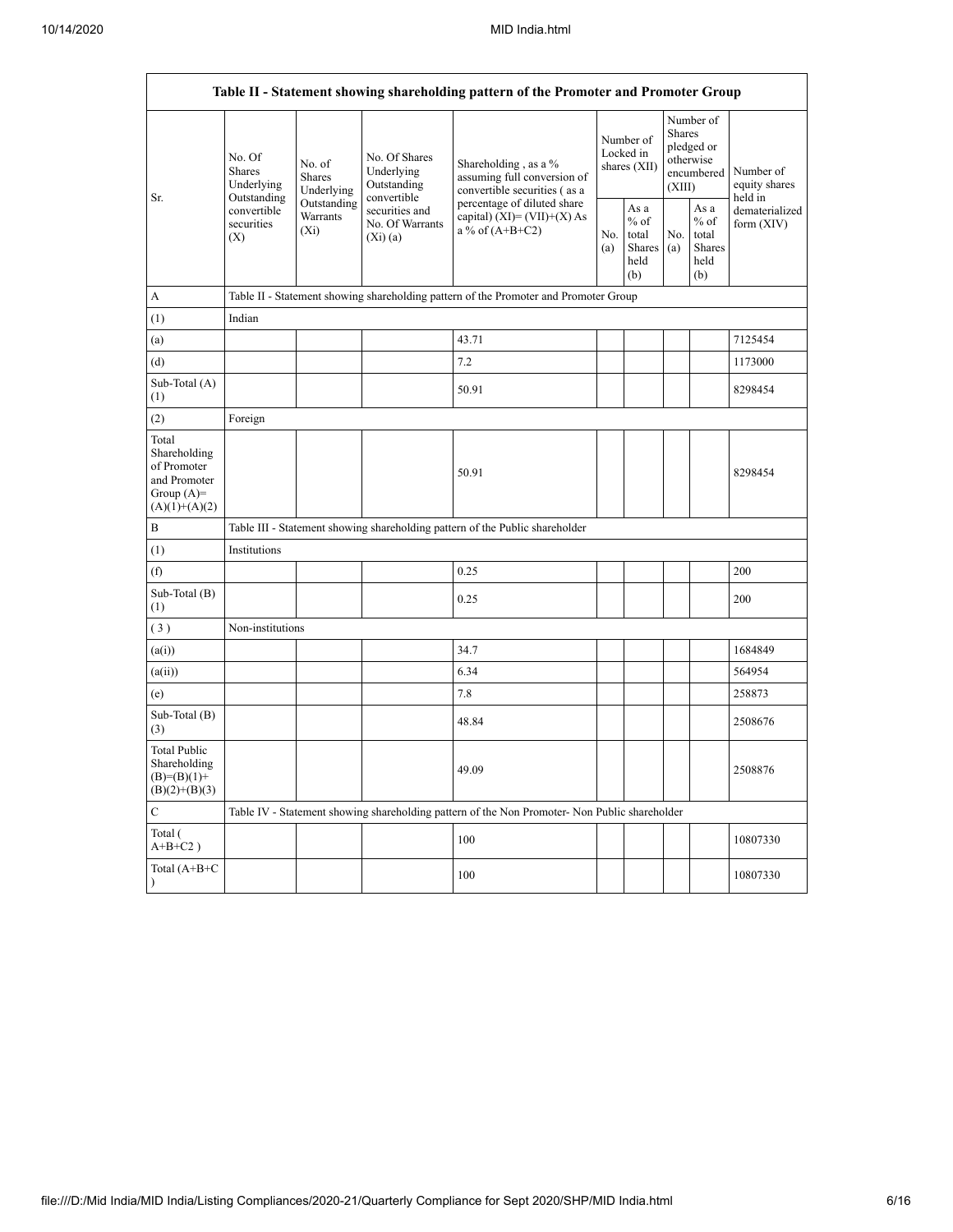| Table II - Statement showing shareholding pattern of the Promoter and Promoter Group | | | | | | | | | |
|---|---|---|---|---|---|---|---|---|---|
| Sr. | No. Of Shares Underlying Outstanding convertible securities (X) | No. of Shares Underlying Outstanding Warrants (Xi) | No. Of Shares Underlying Outstanding convertible securities and No. Of Warrants (Xi) (a) | Shareholding , as a % assuming full conversion of convertible securities ( as a percentage of diluted share capital) (XI)= (VII)+(X) As a % of (A+B+C2) | Number of Locked in shares (XII) | | Number of Shares pledged or otherwise encumbered (XIII) | | Number of equity shares held in dematerialized form (XIV) |
| | | | | | No. (a) | As a % of total Shares held (b) | No. (a) | As a % of total Shares held (b) | |
| A | Table II - Statement showing shareholding pattern of the Promoter and Promoter Group | | | | | | | | |
| (1) | Indian | | | | | | | | |
| (a) | | | | 43.71 | | | | | 7125454 |
| (d) | | | | 7.2 | | | | | 1173000 |
| Sub-Total (A) (1) | | | | 50.91 | | | | | 8298454 |
| (2) | Foreign | | | | | | | | |
| Total Shareholding of Promoter and Promoter Group (A)=(A)(1)+(A)(2) | | | | 50.91 | | | | | 8298454 |
| B | Table III - Statement showing shareholding pattern of the Public shareholder | | | | | | | | |
| (1) | Institutions | | | | | | | | |
| (f) | | | | 0.25 | | | | | 200 |
| Sub-Total (B) (1) | | | | 0.25 | | | | | 200 |
| ( 3 ) | Non-institutions | | | | | | | | |
| (a(i)) | | | | 34.7 | | | | | 1684849 |
| (a(ii)) | | | | 6.34 | | | | | 564954 |
| (e) | | | | 7.8 | | | | | 258873 |
| Sub-Total (B) (3) | | | | 48.84 | | | | | 2508676 |
| Total Public Shareholding (B)=(B)(1)+(B)(2)+(B)(3) | | | | 49.09 | | | | | 2508876 |
| C | Table IV - Statement showing shareholding pattern of the Non Promoter- Non Public shareholder | | | | | | | | |
| Total ( A+B+C2 ) | | | | 100 | | | | | 10807330 |
| Total (A+B+C ) | | | | 100 | | | | | 10807330 |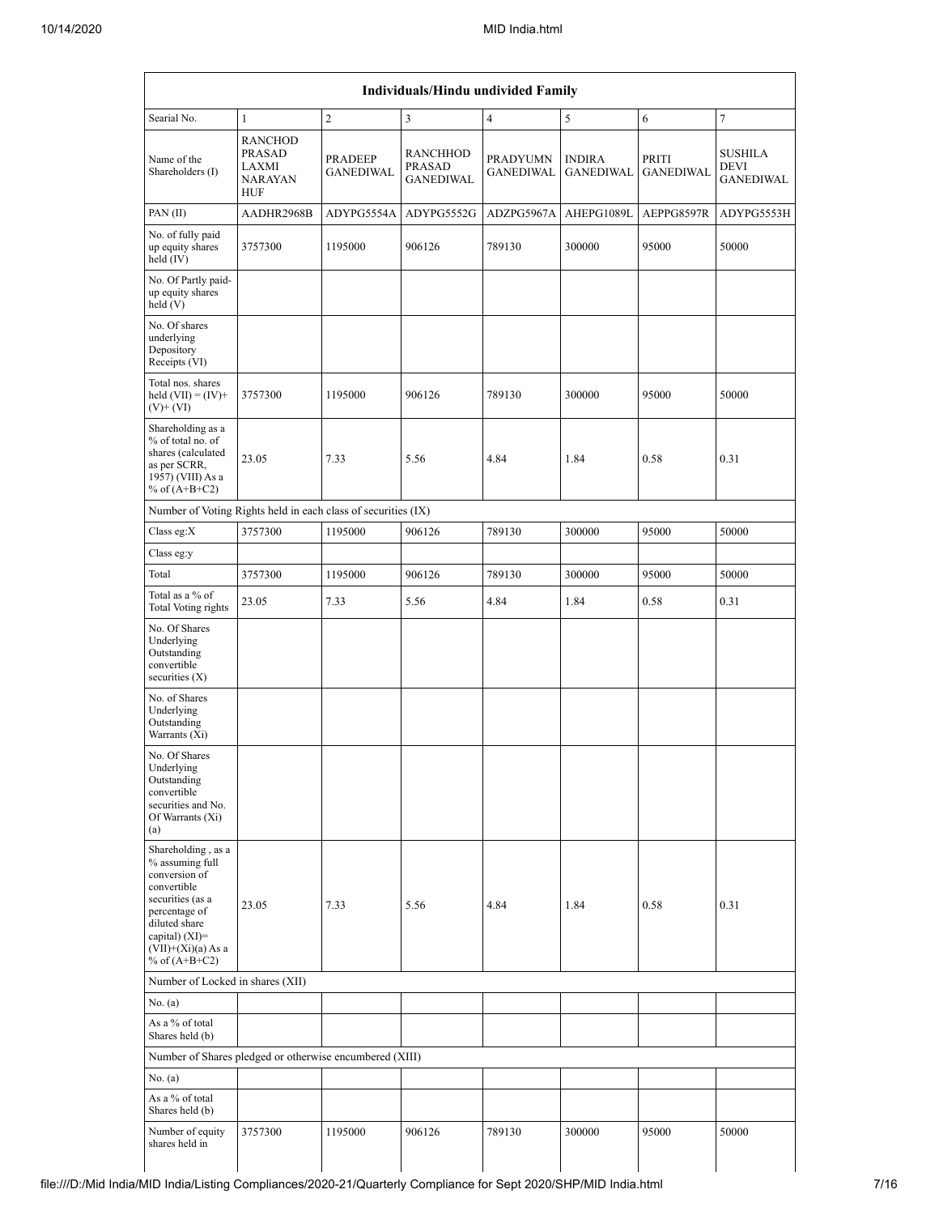| Individuals/Hindu undivided Family | | | | | | | |
|---|---|---|---|---|---|---|---|
| Searial No. | 1 | 2 | 3 | 4 | 5 | 6 | 7 |
| Name of the Shareholders (I) | RANCHOD PRASAD LAXMI NARAYAN HUF | PRADEEP GANEDIWAL | RANCHHOD PRASAD GANEDIWAL | PRADYUMN GANEDIWAL | INDIRA GANEDIWAL | PRITI GANEDIWAL | SUSHILA DEVI GANEDIWAL |
| PAN (II) | AADHR2968B | ADYPG5554A | ADYPG5552G | ADZPG5967A | AHEPG1089L | AEPPG8597R | ADYPG5553H |
| No. of fully paid up equity shares held (IV) | 3757300 | 1195000 | 906126 | 789130 | 300000 | 95000 | 50000 |
| No. Of Partly paid-up equity shares held (V) | | | | | | | |
| No. Of shares underlying Depository Receipts (VI) | | | | | | | |
| Total nos. shares held (VII) = (IV)+(V)+ (VI) | 3757300 | 1195000 | 906126 | 789130 | 300000 | 95000 | 50000 |
| Shareholding as a % of total no. of shares (calculated as per SCRR, 1957) (VIII) As a % of (A+B+C2) | 23.05 | 7.33 | 5.56 | 4.84 | 1.84 | 0.58 | 0.31 |
| Number of Voting Rights held in each class of securities (IX) | | | | | | | |
| Class eg:X | 3757300 | 1195000 | 906126 | 789130 | 300000 | 95000 | 50000 |
| Class eg:y | | | | | | | |
| Total | 3757300 | 1195000 | 906126 | 789130 | 300000 | 95000 | 50000 |
| Total as a % of Total Voting rights | 23.05 | 7.33 | 5.56 | 4.84 | 1.84 | 0.58 | 0.31 |
| No. Of Shares Underlying Outstanding convertible securities (X) | | | | | | | |
| No. of Shares Underlying Outstanding Warrants (Xi) | | | | | | | |
| No. Of Shares Underlying Outstanding convertible securities and No. Of Warrants (Xi) (a) | | | | | | | |
| Shareholding , as a % assuming full conversion of convertible securities (as a percentage of diluted share capital) (XI)= (VII)+(Xi)(a) As a % of (A+B+C2) | 23.05 | 7.33 | 5.56 | 4.84 | 1.84 | 0.58 | 0.31 |
| Number of Locked in shares (XII) | | | | | | | |
| No. (a) | | | | | | | |
| As a % of total Shares held (b) | | | | | | | |
| Number of Shares pledged or otherwise encumbered (XIII) | | | | | | | |
| No. (a) | | | | | | | |
| As a % of total Shares held (b) | | | | | | | |
| Number of equity shares held in | 3757300 | 1195000 | 906126 | 789130 | 300000 | 95000 | 50000 |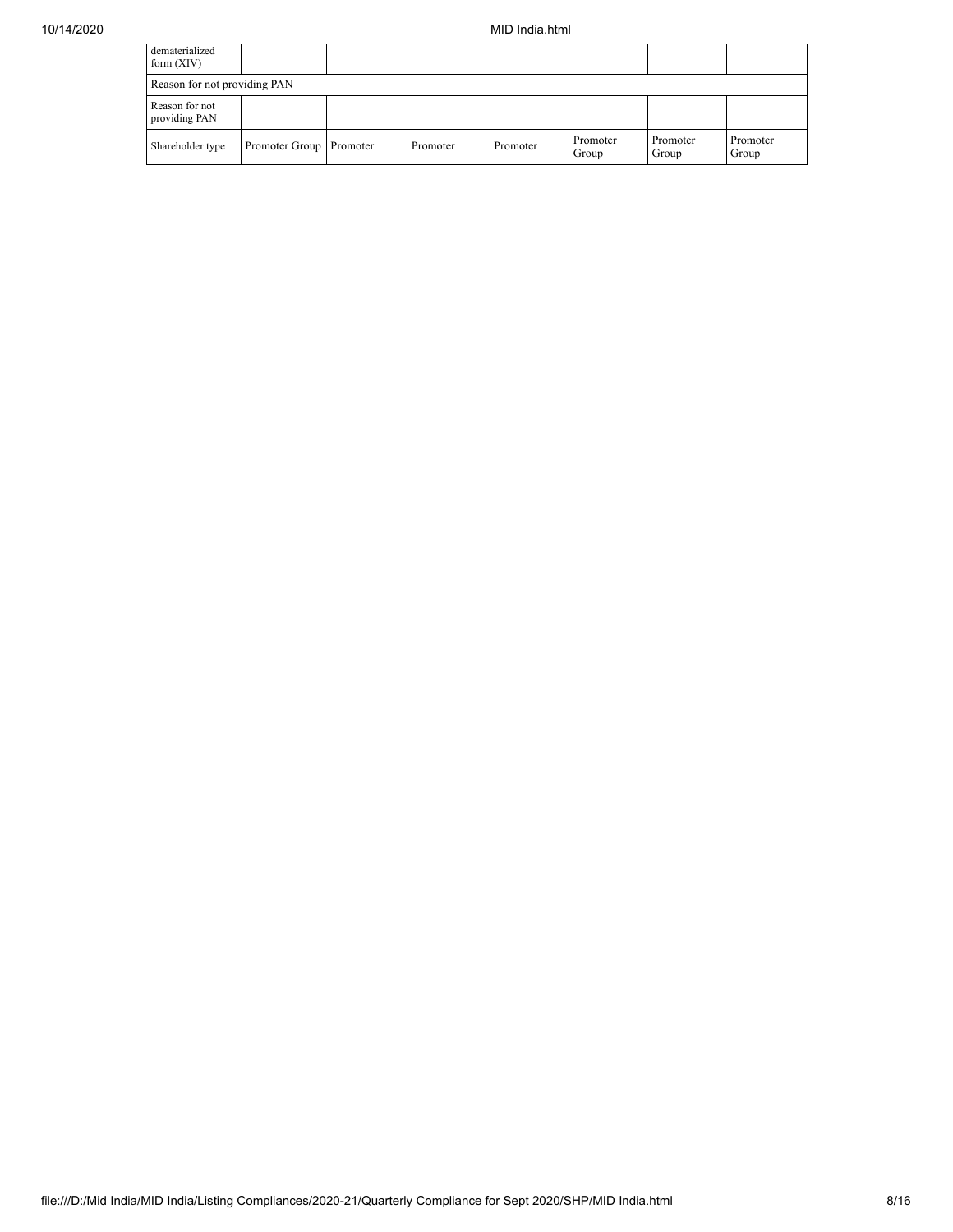| dematerialized form (XIV) | | | | | | | |
| --- | --- | --- | --- | --- | --- | --- | --- |
| Reason for not providing PAN | | | | | | | |
| Reason for not providing PAN | | | | | | | |
| Shareholder type | Promoter Group | Promoter | Promoter | Promoter | Promoter Group | Promoter Group | Promoter Group |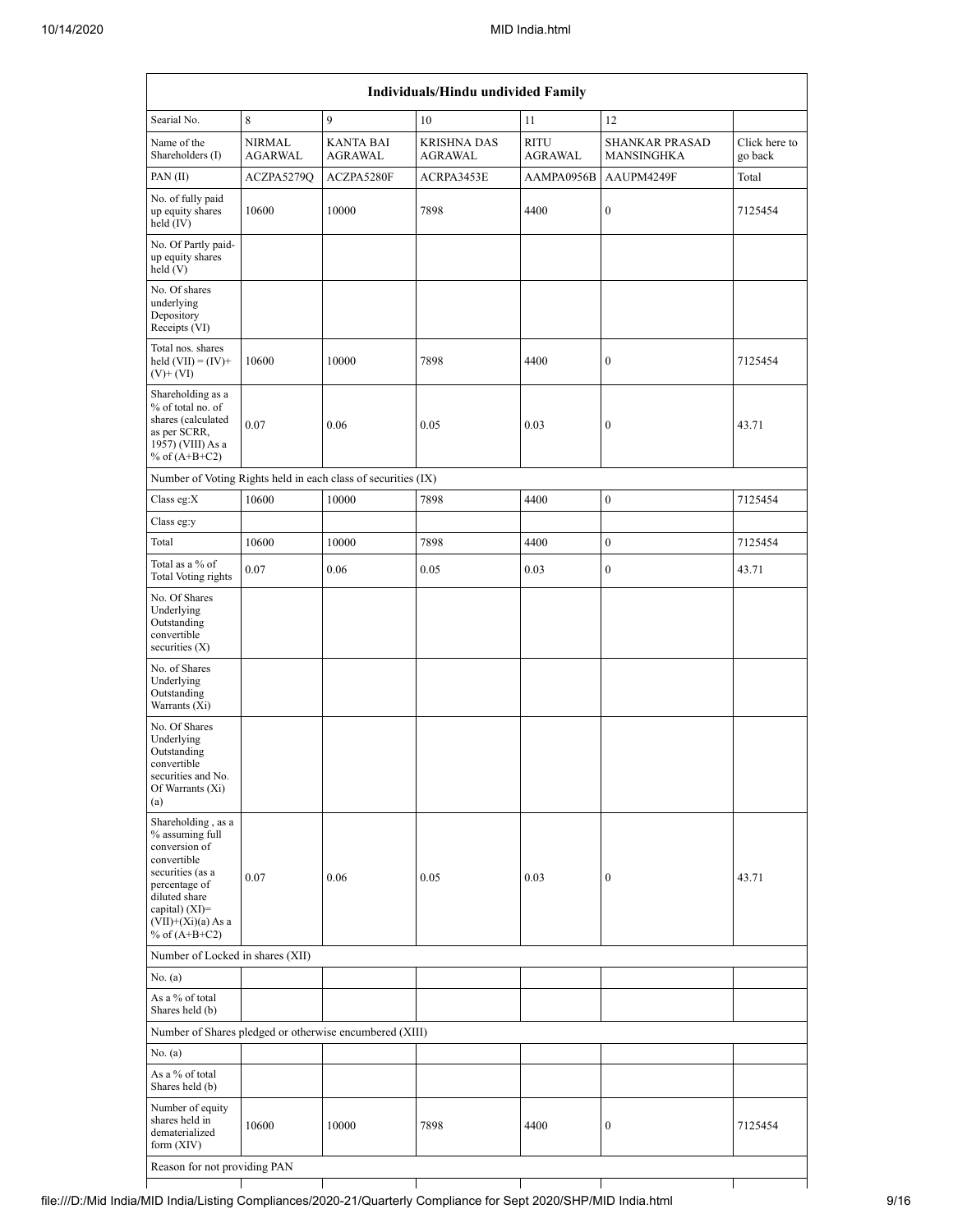| Individuals/Hindu undivided Family | | | | | | |
|---|---|---|---|---|---|---|
| Searial No. | 8 | 9 | 10 | 11 | 12 | |
| Name of the Shareholders (I) | NIRMAL AGARWAL | KANTA BAI AGRAWAL | KRISHNA DAS AGRAWAL | RITU AGRAWAL | SHANKAR PRASAD MANSINGHKA | Click here to go back |
| PAN (II) | ACZPA5279Q | ACZPA5280F | ACRPA3453E | AAMPA0956B | AAUPM4249F | Total |
| No. of fully paid up equity shares held (IV) | 10600 | 10000 | 7898 | 4400 | 0 | 7125454 |
| No. Of Partly paid-up equity shares held (V) | | | | | | |
| No. Of shares underlying Depository Receipts (VI) | | | | | | |
| Total nos. shares held (VII) = (IV)+(V)+ (VI) | 10600 | 10000 | 7898 | 4400 | 0 | 7125454 |
| Shareholding as a % of total no. of shares (calculated as per SCRR, 1957) (VIII) As a % of (A+B+C2) | 0.07 | 0.06 | 0.05 | 0.03 | 0 | 43.71 |
| Number of Voting Rights held in each class of securities (IX) | | | | | | |
| Class eg:X | 10600 | 10000 | 7898 | 4400 | 0 | 7125454 |
| Class eg:y | | | | | | |
| Total | 10600 | 10000 | 7898 | 4400 | 0 | 7125454 |
| Total as a % of Total Voting rights | 0.07 | 0.06 | 0.05 | 0.03 | 0 | 43.71 |
| No. Of Shares Underlying Outstanding convertible securities (X) | | | | | | |
| No. of Shares Underlying Outstanding Warrants (Xi) | | | | | | |
| No. Of Shares Underlying Outstanding convertible securities and No. Of Warrants (Xi) (a) | | | | | | |
| Shareholding , as a % assuming full conversion of convertible securities (as a percentage of diluted share capital) (XI)= (VII)+(Xi)(a) As a % of (A+B+C2) | 0.07 | 0.06 | 0.05 | 0.03 | 0 | 43.71 |
| Number of Locked in shares (XII) | | | | | | |
| No. (a) | | | | | | |
| As a % of total Shares held (b) | | | | | | |
| Number of Shares pledged or otherwise encumbered (XIII) | | | | | | |
| No. (a) | | | | | | |
| As a % of total Shares held (b) | | | | | | |
| Number of equity shares held in dematerialized form (XIV) | 10600 | 10000 | 7898 | 4400 | 0 | 7125454 |
| Reason for not providing PAN | | | | | | |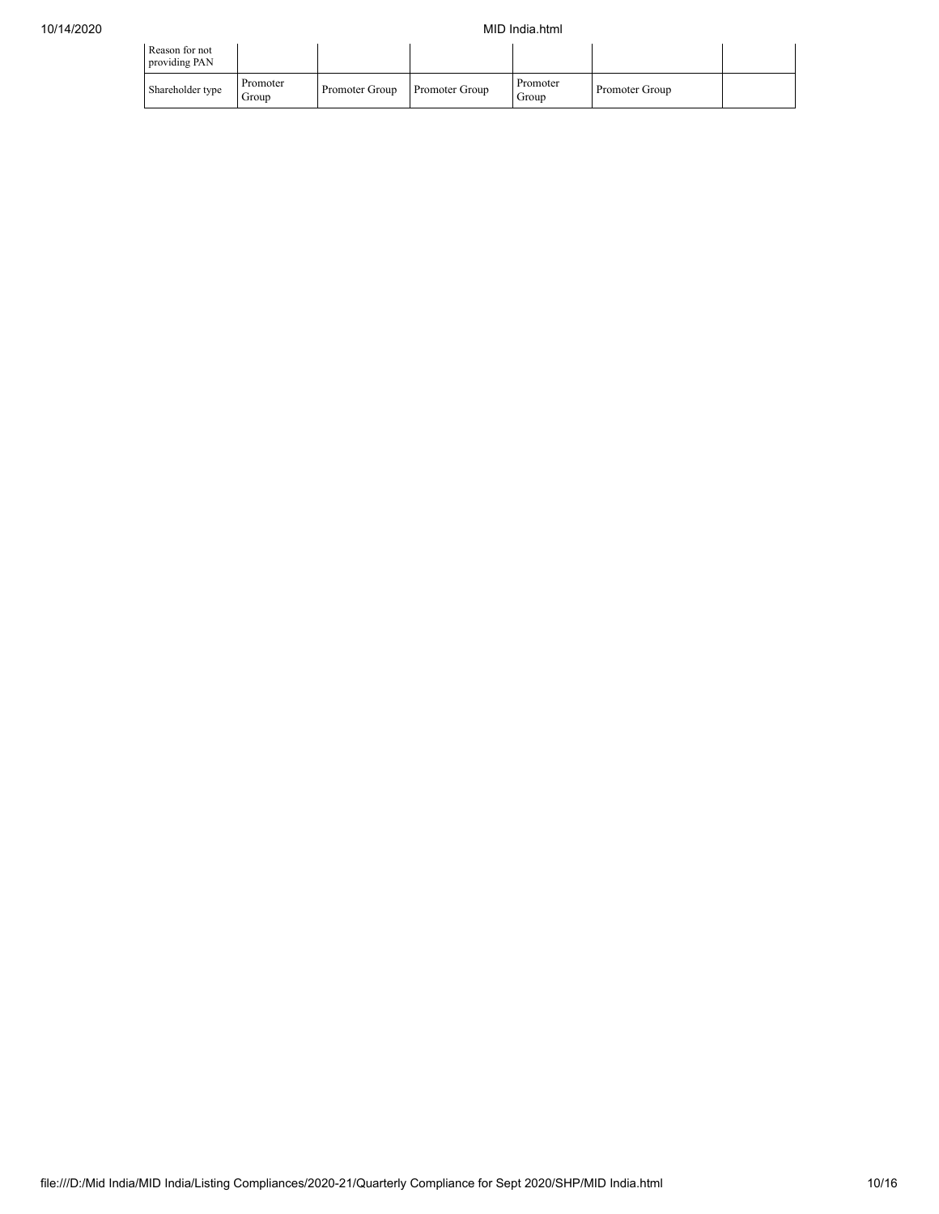| | | | | | | |
|---|---|---|---|---|---|---|
| Reason for not providing PAN | | | | | | |
| Shareholder type | Promoter Group | Promoter Group | Promoter Group | Promoter Group | Promoter Group | |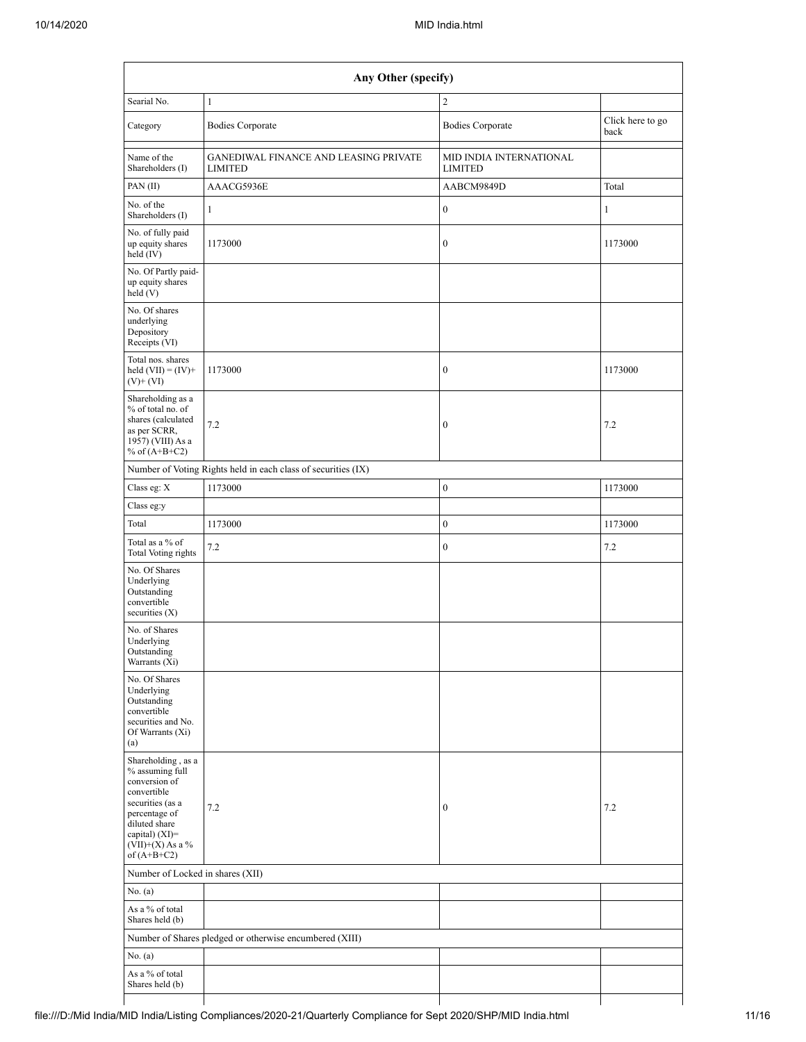| Any Other (specify) | | | |
|---|---|---|---|
| Searial No. | 1 | 2 | |
| Category | Bodies Corporate | Bodies Corporate | Click here to go back |
| Name of the Shareholders (I) | GANEDIWAL FINANCE AND LEASING PRIVATE LIMITED | MID INDIA INTERNATIONAL LIMITED | |
| PAN (II) | AAACG5936E | AABCM9849D | Total |
| No. of the Shareholders (I) | 1 | 0 | 1 |
| No. of fully paid up equity shares held (IV) | 1173000 | 0 | 1173000 |
| No. Of Partly paid-up equity shares held (V) | | | |
| No. Of shares underlying Depository Receipts (VI) | | | |
| Total nos. shares held (VII) = (IV)+(V)+ (VI) | 1173000 | 0 | 1173000 |
| Shareholding as a % of total no. of shares (calculated as per SCRR, 1957) (VIII) As a % of (A+B+C2) | 7.2 | 0 | 7.2 |
| Number of Voting Rights held in each class of securities (IX) | | | |
| Class eg: X | 1173000 | 0 | 1173000 |
| Class eg:y | | | |
| Total | 1173000 | 0 | 1173000 |
| Total as a % of Total Voting rights | 7.2 | 0 | 7.2 |
| No. Of Shares Underlying Outstanding convertible securities (X) | | | |
| No. of Shares Underlying Outstanding Warrants (Xi) | | | |
| No. Of Shares Underlying Outstanding convertible securities and No. Of Warrants (Xi) (a) | | | |
| Shareholding , as a % assuming full conversion of convertible securities (as a percentage of diluted share capital) (XI)= (VII)+(X) As a % of (A+B+C2) | 7.2 | 0 | 7.2 |
| Number of Locked in shares (XII) | | | |
| No. (a) | | | |
| As a % of total Shares held (b) | | | |
| Number of Shares pledged or otherwise encumbered (XIII) | | | |
| No. (a) | | | |
| As a % of total Shares held (b) | | | |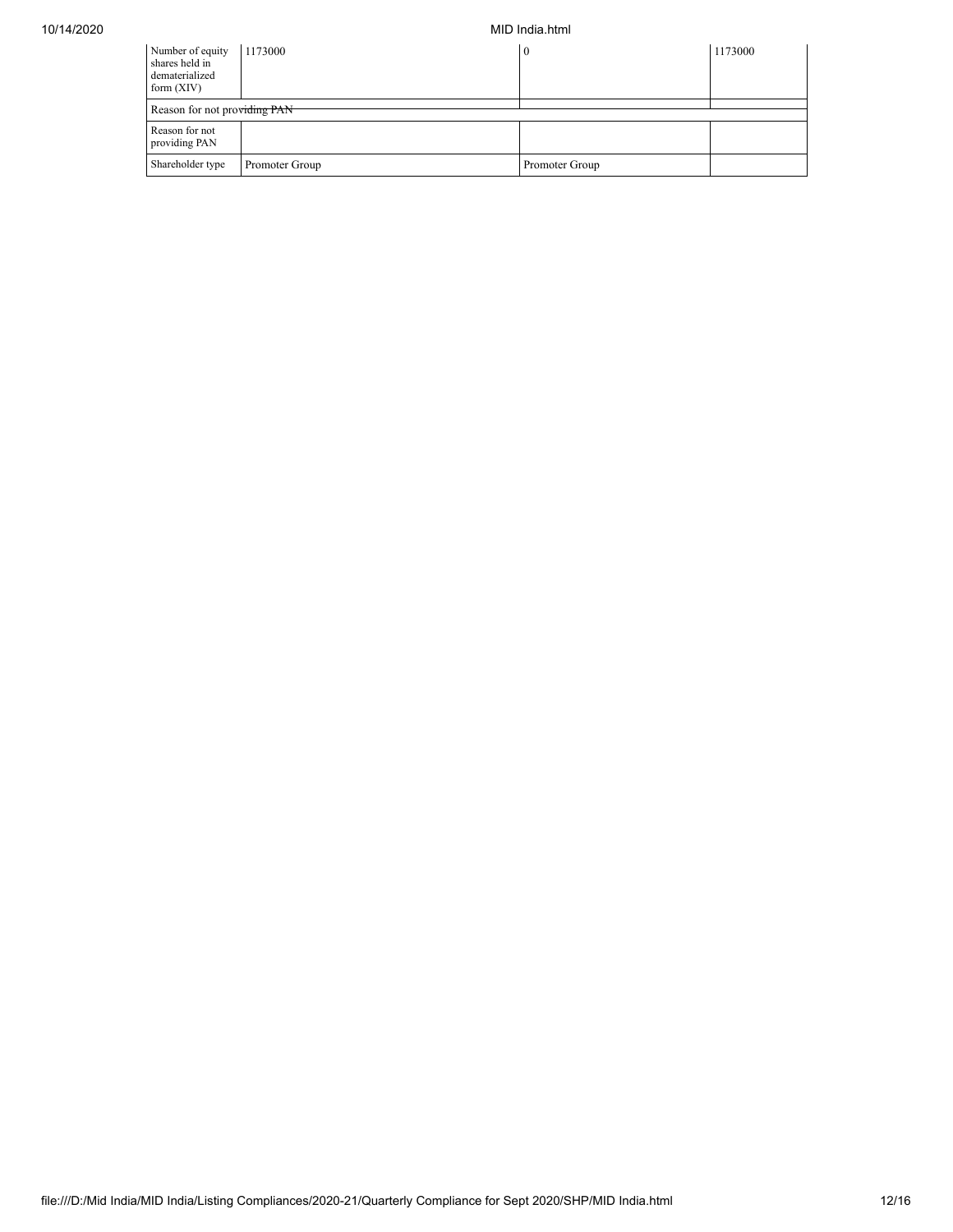| Number of equity shares held in dematerialized form (XIV) | 1173000 | 0 | 1173000 |
| --- | --- | --- | --- |
| Reason for not providing PAN | | | |
| Reason for not providing PAN | | | |
| Shareholder type | Promoter Group | Promoter Group | |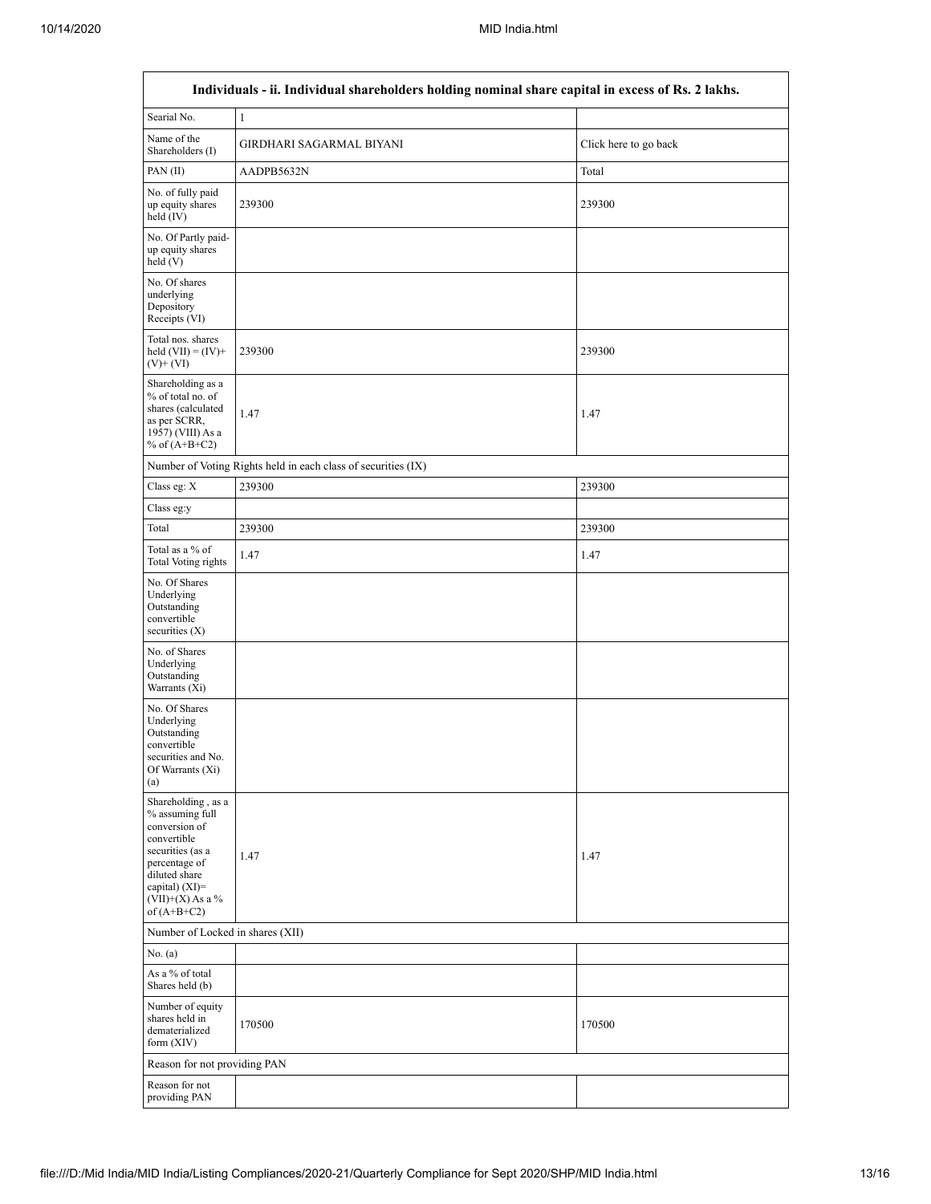| Individuals - ii. Individual shareholders holding nominal share capital in excess of Rs. 2 lakhs. | | |
|---|---|---|
| Searial No. | 1 | |
| Name of the Shareholders (I) | GIRDHARI SAGARMAL BIYANI | Click here to go back |
| PAN (II) | AADPB5632N | Total |
| No. of fully paid up equity shares held (IV) | 239300 | 239300 |
| No. Of Partly paid-up equity shares held (V) | | |
| No. Of shares underlying Depository Receipts (VI) | | |
| Total nos. shares held (VII) = (IV)+ (V)+ (VI) | 239300 | 239300 |
| Shareholding as a % of total no. of shares (calculated as per SCRR, 1957) (VIII) As a % of (A+B+C2) | 1.47 | 1.47 |
| Number of Voting Rights held in each class of securities (IX) | | |
| Class eg: X | 239300 | 239300 |
| Class eg:y | | |
| Total | 239300 | 239300 |
| Total as a % of Total Voting rights | 1.47 | 1.47 |
| No. Of Shares Underlying Outstanding convertible securities (X) | | |
| No. of Shares Underlying Outstanding Warrants (Xi) | | |
| No. Of Shares Underlying Outstanding convertible securities and No. Of Warrants (Xi) (a) | | |
| Shareholding , as a % assuming full conversion of convertible securities (as a percentage of diluted share capital) (XI)= (VII)+(X) As a % of (A+B+C2) | 1.47 | 1.47 |
| Number of Locked in shares (XII) | | |
| No. (a) | | |
| As a % of total Shares held (b) | | |
| Number of equity shares held in dematerialized form (XIV) | 170500 | 170500 |
| Reason for not providing PAN | | |
| Reason for not providing PAN | | |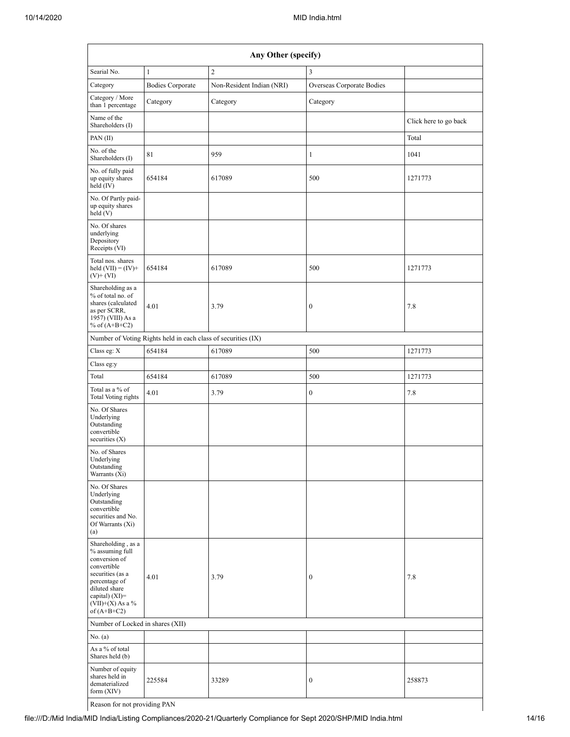| Any Other (specify) | | | | |
|---|---|---|---|---|
| Searial No. | 1 | 2 | 3 | |
| Category | Bodies Corporate | Non-Resident Indian (NRI) | Overseas Corporate Bodies | |
| Category / More than 1 percentage | Category | Category | Category | |
| Name of the Shareholders (I) | | | | Click here to go back |
| PAN (II) | | | | Total |
| No. of the Shareholders (I) | 81 | 959 | 1 | 1041 |
| No. of fully paid up equity shares held (IV) | 654184 | 617089 | 500 | 1271773 |
| No. Of Partly paid-up equity shares held (V) | | | | |
| No. Of shares underlying Depository Receipts (VI) | | | | |
| Total nos. shares held (VII) = (IV)+(V)+ (VI) | 654184 | 617089 | 500 | 1271773 |
| Shareholding as a % of total no. of shares (calculated as per SCRR, 1957) (VIII) As a % of (A+B+C2) | 4.01 | 3.79 | 0 | 7.8 |
| Number of Voting Rights held in each class of securities (IX) | | | | |
| Class eg: X | 654184 | 617089 | 500 | 1271773 |
| Class eg:y | | | | |
| Total | 654184 | 617089 | 500 | 1271773 |
| Total as a % of Total Voting rights | 4.01 | 3.79 | 0 | 7.8 |
| No. Of Shares Underlying Outstanding convertible securities (X) | | | | |
| No. of Shares Underlying Outstanding Warrants (Xi) | | | | |
| No. Of Shares Underlying Outstanding convertible securities and No. Of Warrants (Xi) (a) | | | | |
| Shareholding , as a % assuming full conversion of convertible securities (as a percentage of diluted share capital) (XI)= (VII)+(X) As a % of (A+B+C2) | 4.01 | 3.79 | 0 | 7.8 |
| Number of Locked in shares (XII) | | | | |
| No. (a) | | | | |
| As a % of total Shares held (b) | | | | |
| Number of equity shares held in dematerialized form (XIV) | 225584 | 33289 | 0 | 258873 |
| Reason for not providing PAN | | | | |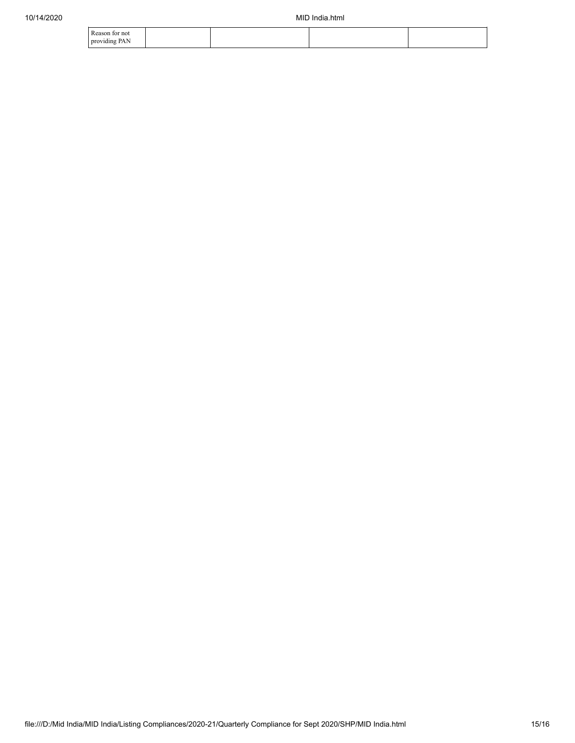| Reason for not providing PAN | | | | |
|---|---|---|---|---|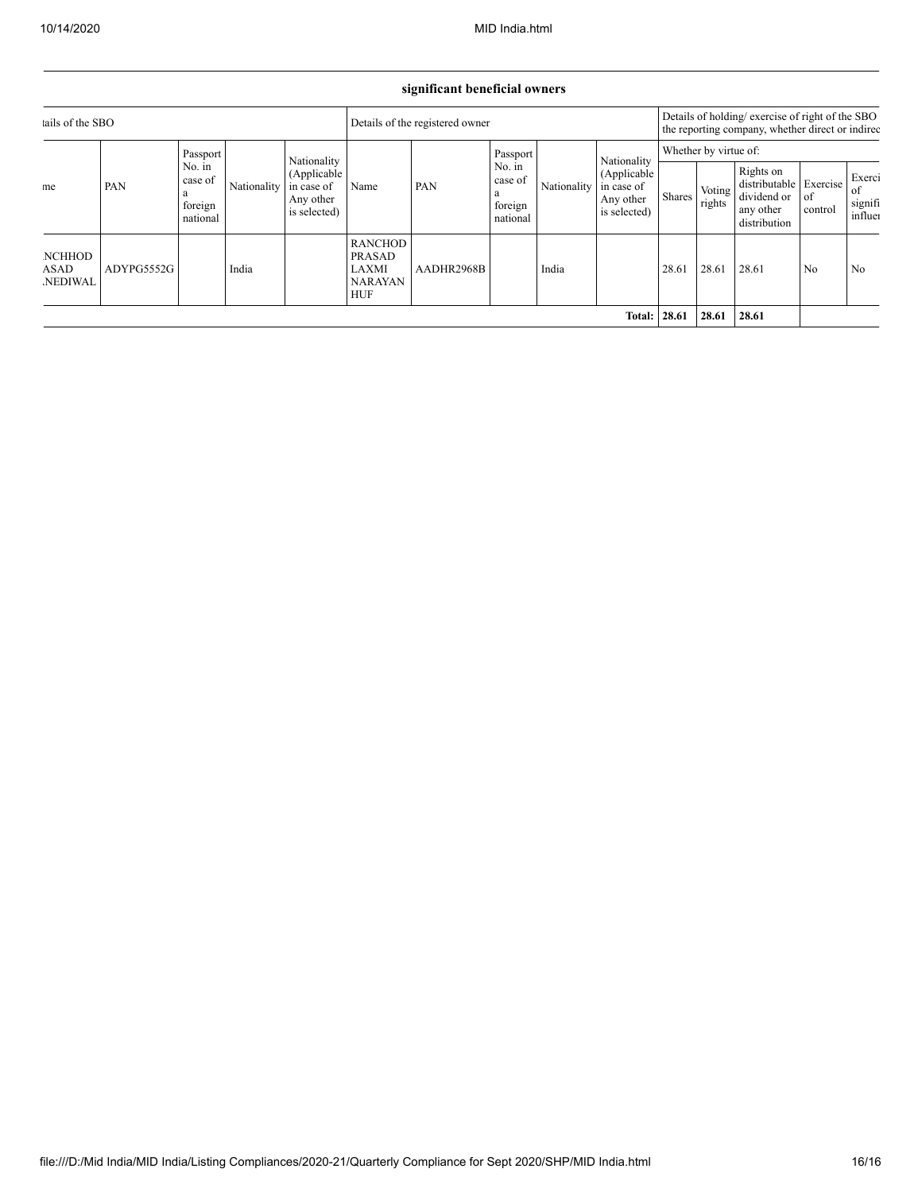## significant beneficial owners

| tails of the SBO | | | | | Details of the registered owner | | | | | Details of holding/ exercise of right of the SBO the reporting company, whether direct or indirec | | | | |
|---|---|---|---|---|---|---|---|---|---|---|---|---|---|---|
| | | | | | | | | | | Whether by virtue of: | | | | |
| me | PAN | Passport No. in case of a foreign national | Nationality | Nationality (Applicable in case of Any other is selected) | Name | PAN | Passport No. in case of a foreign national | Nationality | Nationality (Applicable in case of Any other is selected) | Shares | Voting rights | Rights on distributable dividend or any other distribution | Exercise of control | Exerci of signifi influer |
| NCHHOD ASAD NEDIWAL | ADYPG5552G | | India | | RANCHOD PRASAD LAXMI NARAYAN HUF | AADHR2968B | | India | | 28.61 | 28.61 | 28.61 | No | No |
| | | | | | | | | | **Total:** | **28.61** | **28.61** | **28.61** | | |